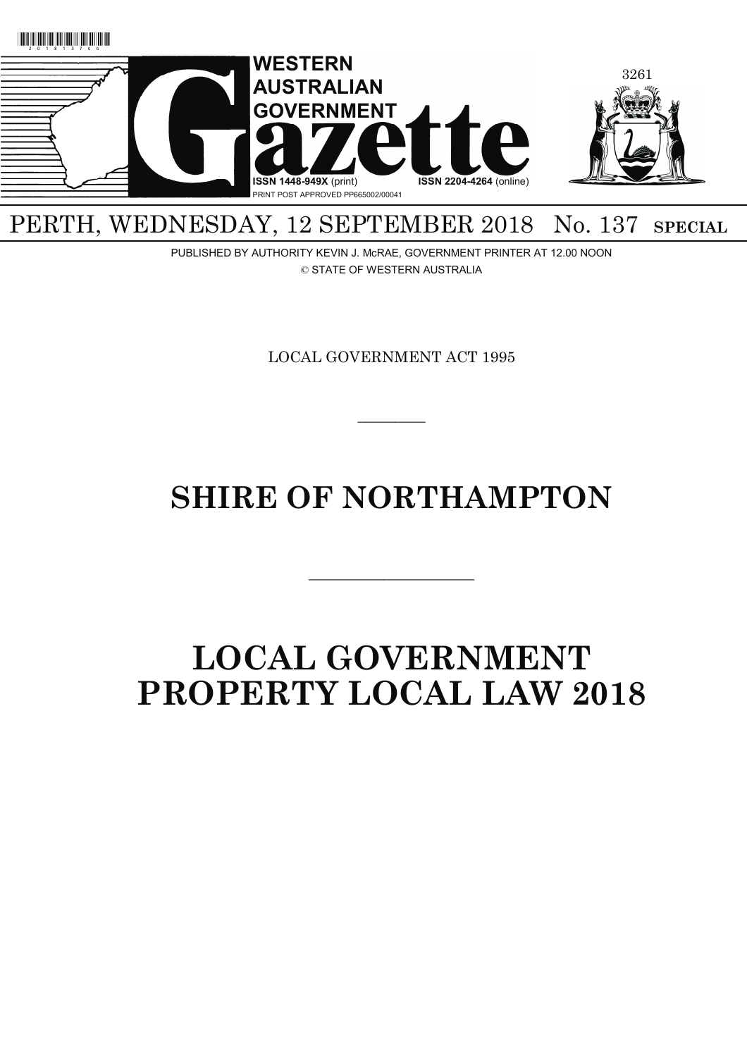# WESTERN AUSTRALIAN GOVERNMENT Gazette

ISSN 1448-949X (print) ISSN 2204-4264 (online)

PRINT POST APPROVED PP665002/00041

PERTH, WEDNESDAY, 12 SEPTEMBER 2018 No. 137 **SPECIAL**

PUBLISHED BY AUTHORITY KEVIN J. McRAE, GOVERNMENT PRINTER AT 12.00 NOON

© STATE OF WESTERN AUSTRALIA

LOCAL GOVERNMENT ACT 1995

---

# SHIRE OF NORTHAMPTON

---

# LOCAL GOVERNMENT PROPERTY LOCAL LAW 2018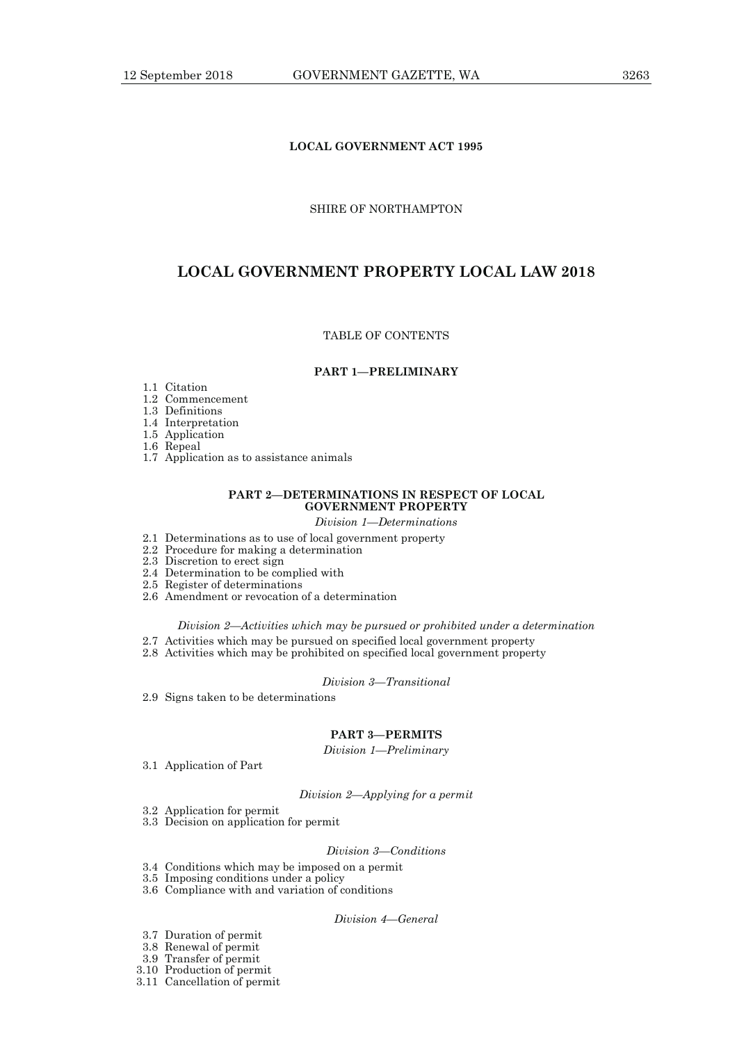**LOCAL GOVERNMENT ACT 1995**

SHIRE OF NORTHAMPTON

# LOCAL GOVERNMENT PROPERTY LOCAL LAW 2018

TABLE OF CONTENTS

**PART 1—PRELIMINARY**

1.1 Citation
1.2 Commencement
1.3 Definitions
1.4 Interpretation
1.5 Application
1.6 Repeal
1.7 Application as to assistance animals

**PART 2—DETERMINATIONS IN RESPECT OF LOCAL GOVERNMENT PROPERTY**

*Division 1—Determinations*

2.1 Determinations as to use of local government property
2.2 Procedure for making a determination
2.3 Discretion to erect sign
2.4 Determination to be complied with
2.5 Register of determinations
2.6 Amendment or revocation of a determination

*Division 2—Activities which may be pursued or prohibited under a determination*

2.7 Activities which may be pursued on specified local government property
2.8 Activities which may be prohibited on specified local government property

*Division 3—Transitional*

2.9 Signs taken to be determinations

**PART 3—PERMITS**

*Division 1—Preliminary*

3.1 Application of Part

*Division 2—Applying for a permit*

3.2 Application for permit
3.3 Decision on application for permit

*Division 3—Conditions*

3.4 Conditions which may be imposed on a permit
3.5 Imposing conditions under a policy
3.6 Compliance with and variation of conditions

*Division 4—General*

3.7 Duration of permit
3.8 Renewal of permit
3.9 Transfer of permit
3.10 Production of permit
3.11 Cancellation of permit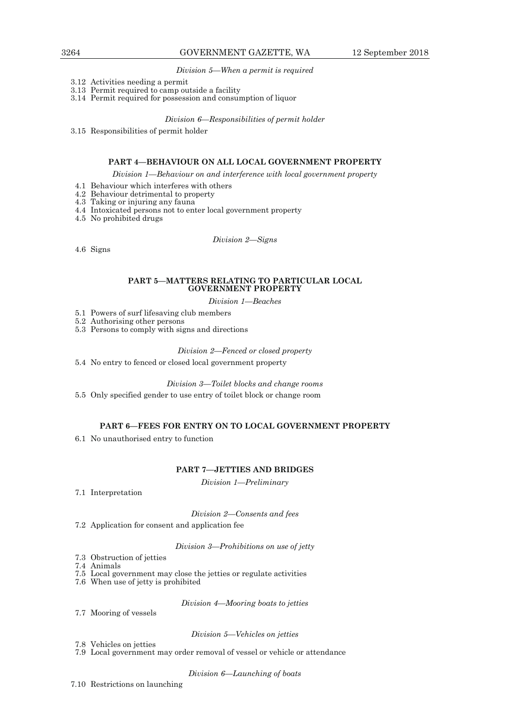*Division 5—When a permit is required*

3.12 Activities needing a permit
3.13 Permit required to camp outside a facility
3.14 Permit required for possession and consumption of liquor

*Division 6—Responsibilities of permit holder*

3.15 Responsibilities of permit holder

## PART 4—BEHAVIOUR ON ALL LOCAL GOVERNMENT PROPERTY

*Division 1—Behaviour on and interference with local government property*

4.1 Behaviour which interferes with others
4.2 Behaviour detrimental to property
4.3 Taking or injuring any fauna
4.4 Intoxicated persons not to enter local government property
4.5 No prohibited drugs

*Division 2—Signs*

4.6 Signs

## PART 5—MATTERS RELATING TO PARTICULAR LOCAL GOVERNMENT PROPERTY

*Division 1—Beaches*

5.1 Powers of surf lifesaving club members
5.2 Authorising other persons
5.3 Persons to comply with signs and directions

*Division 2—Fenced or closed property*

5.4 No entry to fenced or closed local government property

*Division 3—Toilet blocks and change rooms*

5.5 Only specified gender to use entry of toilet block or change room

## PART 6—FEES FOR ENTRY ON TO LOCAL GOVERNMENT PROPERTY

6.1 No unauthorised entry to function

## PART 7—JETTIES AND BRIDGES

*Division 1—Preliminary*

7.1 Interpretation

*Division 2—Consents and fees*

7.2 Application for consent and application fee

*Division 3—Prohibitions on use of jetty*

7.3 Obstruction of jetties
7.4 Animals
7.5 Local government may close the jetties or regulate activities
7.6 When use of jetty is prohibited

*Division 4—Mooring boats to jetties*

7.7 Mooring of vessels

*Division 5—Vehicles on jetties*

7.8 Vehicles on jetties
7.9 Local government may order removal of vessel or vehicle or attendance

*Division 6—Launching of boats*

7.10 Restrictions on launching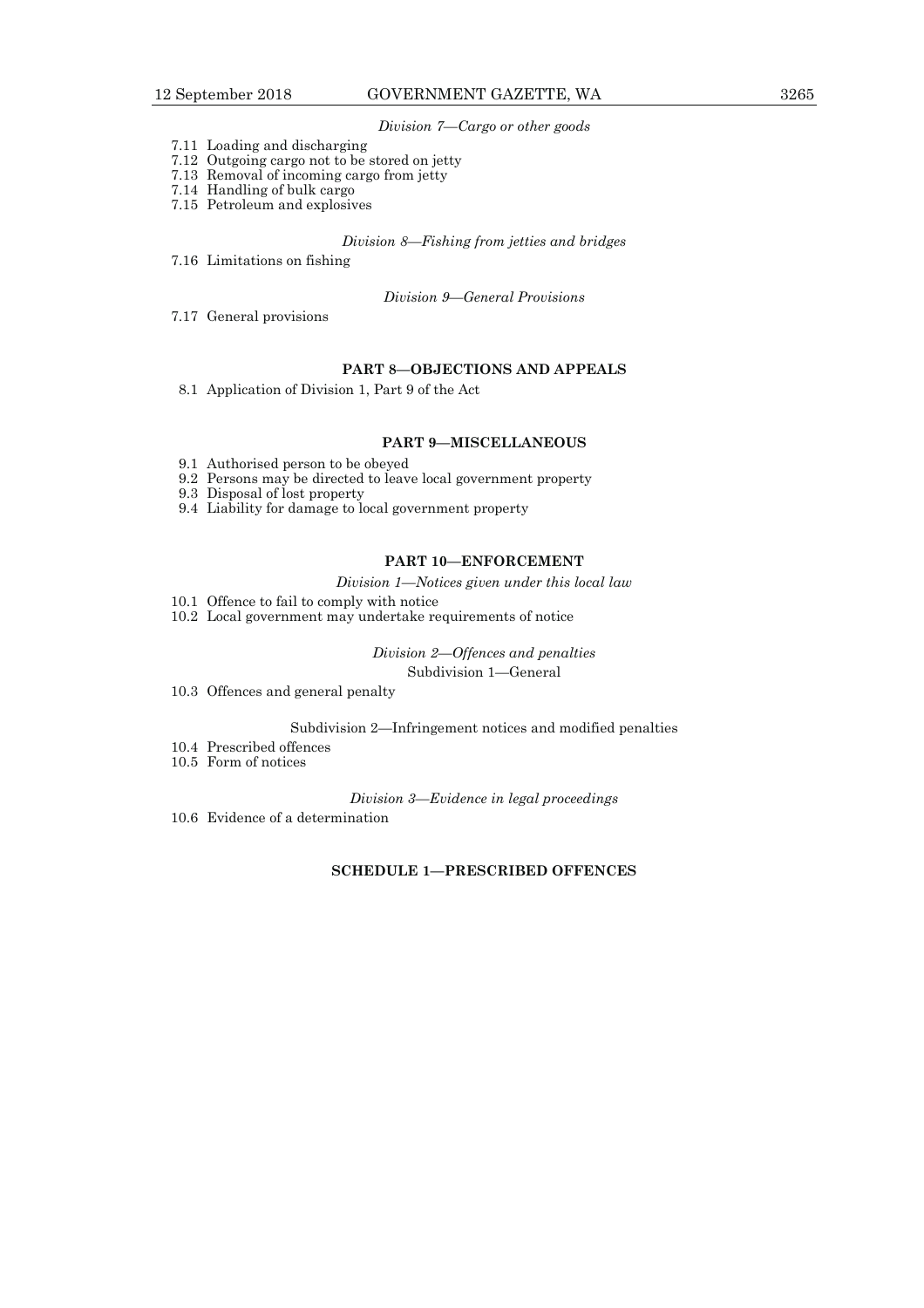*Division 7—Cargo or other goods*

7.11 Loading and discharging
7.12 Outgoing cargo not to be stored on jetty
7.13 Removal of incoming cargo from jetty
7.14 Handling of bulk cargo
7.15 Petroleum and explosives

*Division 8—Fishing from jetties and bridges*

7.16 Limitations on fishing

*Division 9—General Provisions*

7.17 General provisions

## PART 8—OBJECTIONS AND APPEALS

8.1 Application of Division 1, Part 9 of the Act

## PART 9—MISCELLANEOUS

9.1 Authorised person to be obeyed
9.2 Persons may be directed to leave local government property
9.3 Disposal of lost property
9.4 Liability for damage to local government property

## PART 10—ENFORCEMENT

*Division 1—Notices given under this local law*

10.1 Offence to fail to comply with notice
10.2 Local government may undertake requirements of notice

*Division 2—Offences and penalties*

Subdivision 1—General

10.3 Offences and general penalty

Subdivision 2—Infringement notices and modified penalties

10.4 Prescribed offences
10.5 Form of notices

*Division 3—Evidence in legal proceedings*

10.6 Evidence of a determination

## SCHEDULE 1—PRESCRIBED OFFENCES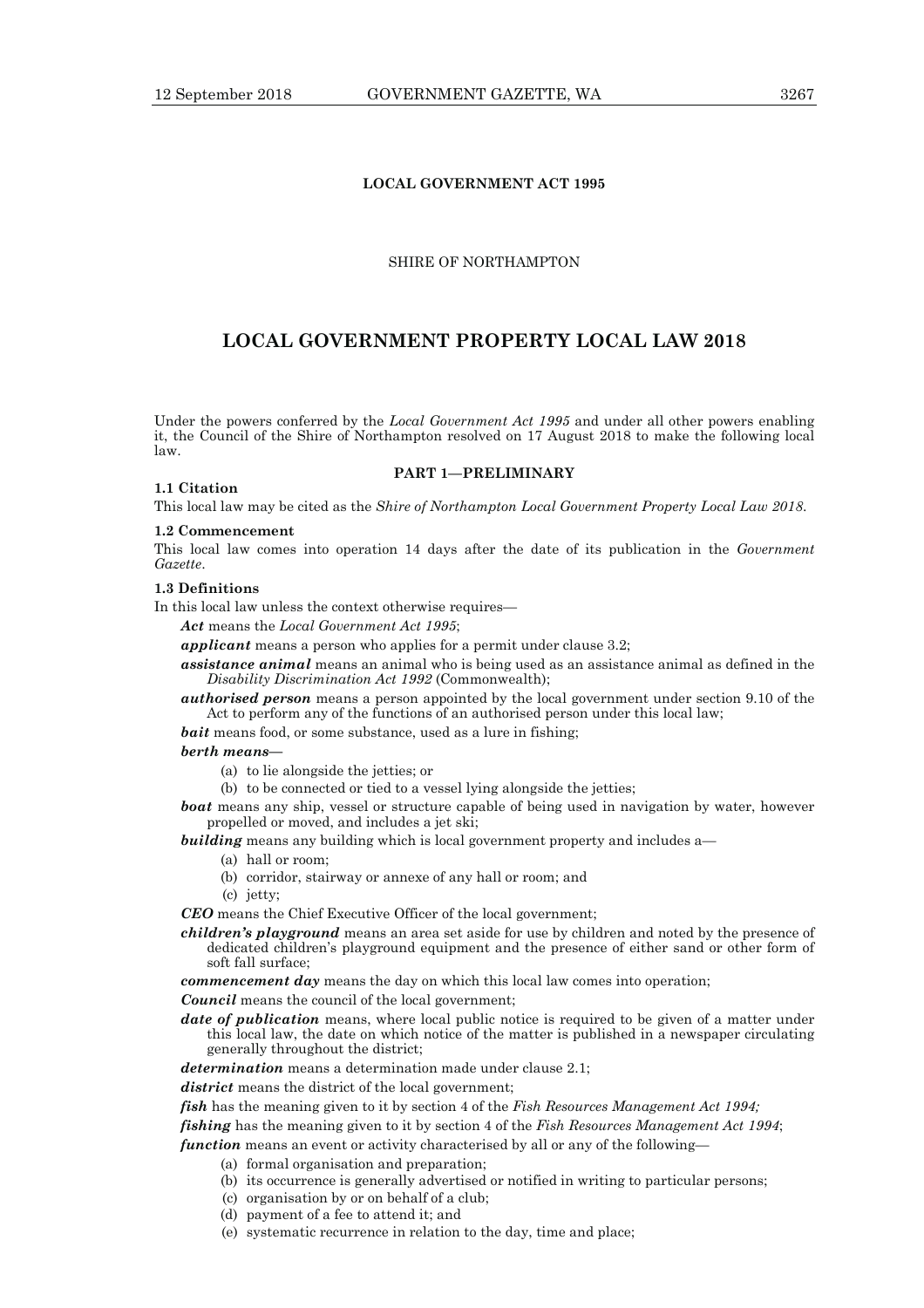**LOCAL GOVERNMENT ACT 1995**

SHIRE OF NORTHAMPTON

# LOCAL GOVERNMENT PROPERTY LOCAL LAW 2018

Under the powers conferred by the *Local Government Act 1995* and under all other powers enabling it, the Council of the Shire of Northampton resolved on 17 August 2018 to make the following local law.

## PART 1—PRELIMINARY

**1.1 Citation**

This local law may be cited as the *Shire of Northampton Local Government Property Local Law 2018*.

**1.2 Commencement**

This local law comes into operation 14 days after the date of its publication in the *Government Gazette*.

**1.3 Definitions**

In this local law unless the context otherwise requires—

***Act*** means the *Local Government Act 1995*;

***applicant*** means a person who applies for a permit under clause 3.2;

***assistance animal*** means an animal who is being used as an assistance animal as defined in the *Disability Discrimination Act 1992* (Commonwealth);

***authorised person*** means a person appointed by the local government under section 9.10 of the Act to perform any of the functions of an authorised person under this local law;

***bait*** means food, or some substance, used as a lure in fishing;

***berth means***—

- (a) to lie alongside the jetties; or
- (b) to be connected or tied to a vessel lying alongside the jetties;

***boat*** means any ship, vessel or structure capable of being used in navigation by water, however propelled or moved, and includes a jet ski;

***building*** means any building which is local government property and includes a—

- (a) hall or room;
- (b) corridor, stairway or annexe of any hall or room; and
- (c) jetty;

***CEO*** means the Chief Executive Officer of the local government;

***children's playground*** means an area set aside for use by children and noted by the presence of dedicated children's playground equipment and the presence of either sand or other form of soft fall surface;

***commencement day*** means the day on which this local law comes into operation;

***Council*** means the council of the local government;

***date of publication*** means, where local public notice is required to be given of a matter under this local law, the date on which notice of the matter is published in a newspaper circulating generally throughout the district;

***determination*** means a determination made under clause 2.1;

***district*** means the district of the local government;

***fish*** has the meaning given to it by section 4 of the *Fish Resources Management Act 1994;*

***fishing*** has the meaning given to it by section 4 of the *Fish Resources Management Act 1994*;

***function*** means an event or activity characterised by all or any of the following—

- (a) formal organisation and preparation;
- (b) its occurrence is generally advertised or notified in writing to particular persons;
- (c) organisation by or on behalf of a club;
- (d) payment of a fee to attend it; and
- (e) systematic recurrence in relation to the day, time and place;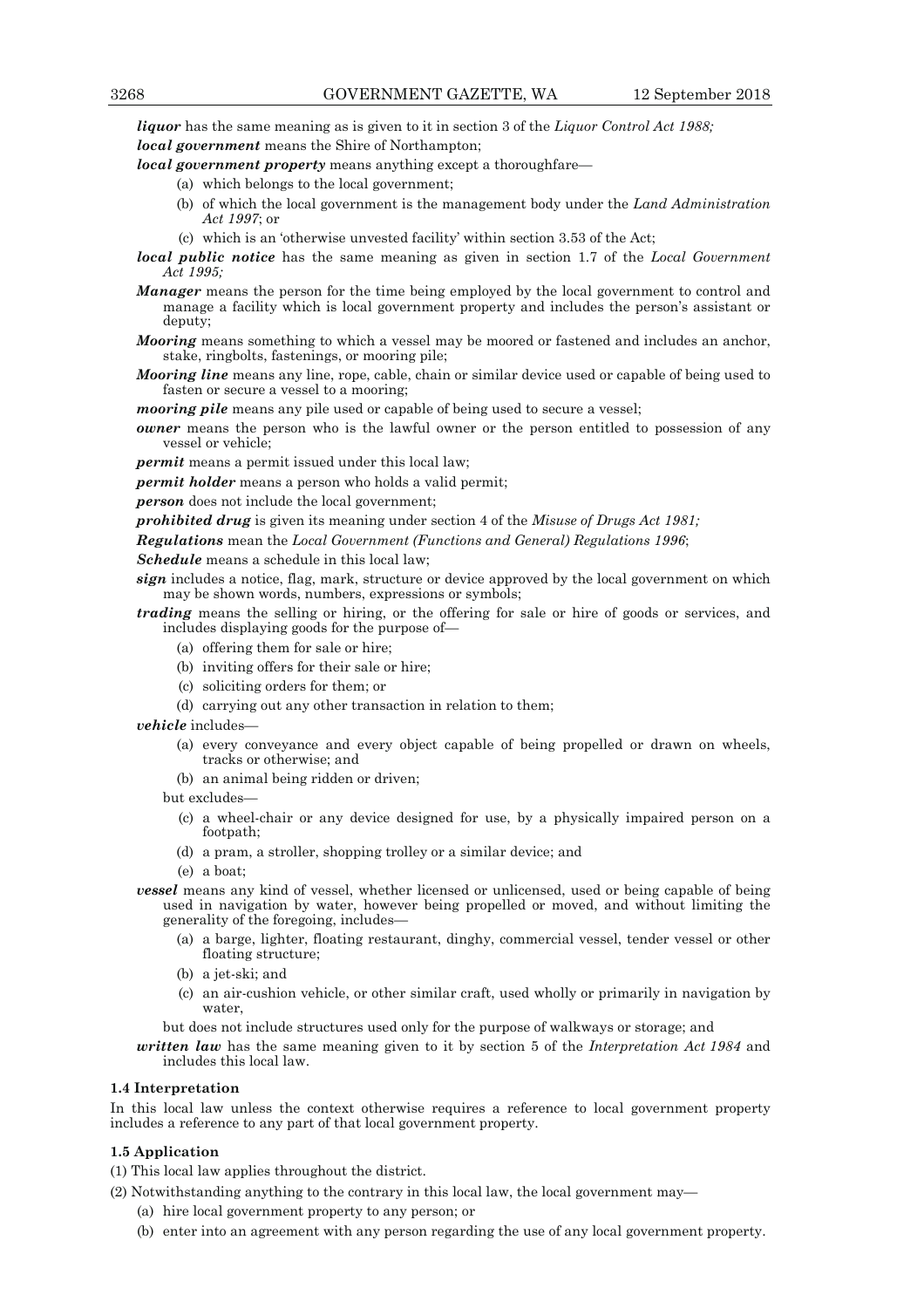***liquor*** has the same meaning as is given to it in section 3 of the *Liquor Control Act 1988;*

***local government*** means the Shire of Northampton;

***local government property*** means anything except a thoroughfare—

- (a) which belongs to the local government;
- (b) of which the local government is the management body under the *Land Administration Act 1997*; or
- (c) which is an 'otherwise unvested facility' within section 3.53 of the Act;

***local public notice*** has the same meaning as given in section 1.7 of the *Local Government Act 1995;*

***Manager*** means the person for the time being employed by the local government to control and manage a facility which is local government property and includes the person's assistant or deputy;

***Mooring*** means something to which a vessel may be moored or fastened and includes an anchor, stake, ringbolts, fastenings, or mooring pile;

***Mooring line*** means any line, rope, cable, chain or similar device used or capable of being used to fasten or secure a vessel to a mooring;

***mooring pile*** means any pile used or capable of being used to secure a vessel;

***owner*** means the person who is the lawful owner or the person entitled to possession of any vessel or vehicle;

***permit*** means a permit issued under this local law;

***permit holder*** means a person who holds a valid permit;

***person*** does not include the local government;

***prohibited drug*** is given its meaning under section 4 of the *Misuse of Drugs Act 1981;*

***Regulations*** mean the *Local Government (Functions and General) Regulations 1996*;

***Schedule*** means a schedule in this local law;

***sign*** includes a notice, flag, mark, structure or device approved by the local government on which may be shown words, numbers, expressions or symbols;

***trading*** means the selling or hiring, or the offering for sale or hire of goods or services, and includes displaying goods for the purpose of—

- (a) offering them for sale or hire;
- (b) inviting offers for their sale or hire;
- (c) soliciting orders for them; or
- (d) carrying out any other transaction in relation to them;

***vehicle*** includes—

- (a) every conveyance and every object capable of being propelled or drawn on wheels, tracks or otherwise; and
- (b) an animal being ridden or driven;

but excludes—

- (c) a wheel-chair or any device designed for use, by a physically impaired person on a footpath;
- (d) a pram, a stroller, shopping trolley or a similar device; and
- (e) a boat;

***vessel*** means any kind of vessel, whether licensed or unlicensed, used or being capable of being used in navigation by water, however being propelled or moved, and without limiting the generality of the foregoing, includes—

- (a) a barge, lighter, floating restaurant, dinghy, commercial vessel, tender vessel or other floating structure;
- (b) a jet-ski; and
- (c) an air-cushion vehicle, or other similar craft, used wholly or primarily in navigation by water,

but does not include structures used only for the purpose of walkways or storage; and

***written law*** has the same meaning given to it by section 5 of the *Interpretation Act 1984* and includes this local law.

### 1.4 Interpretation

In this local law unless the context otherwise requires a reference to local government property includes a reference to any part of that local government property.

### 1.5 Application

(1) This local law applies throughout the district.

(2) Notwithstanding anything to the contrary in this local law, the local government may—

- (a) hire local government property to any person; or
- (b) enter into an agreement with any person regarding the use of any local government property.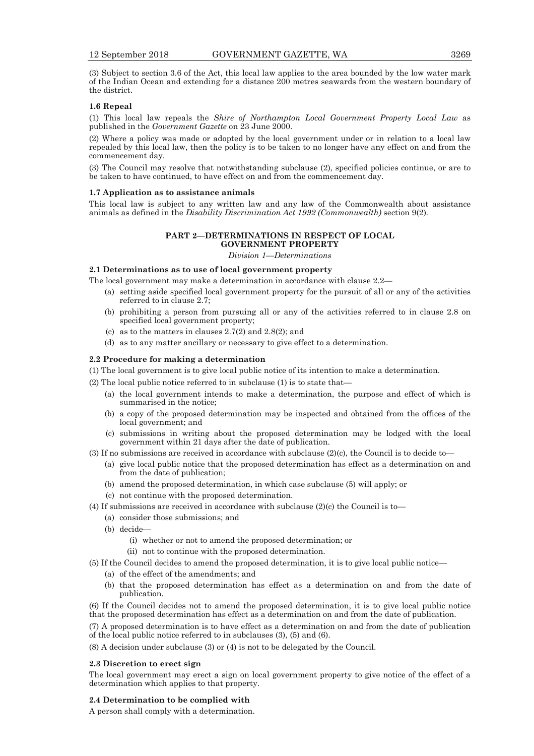(3) Subject to section 3.6 of the Act, this local law applies to the area bounded by the low water mark of the Indian Ocean and extending for a distance 200 metres seawards from the western boundary of the district.

**1.6 Repeal**

(1) This local law repeals the *Shire of Northampton Local Government Property Local Law* as published in the *Government Gazette* on 23 June 2000.

(2) Where a policy was made or adopted by the local government under or in relation to a local law repealed by this local law, then the policy is to be taken to no longer have any effect on and from the commencement day.

(3) The Council may resolve that notwithstanding subclause (2), specified policies continue, or are to be taken to have continued, to have effect on and from the commencement day.

**1.7 Application as to assistance animals**

This local law is subject to any written law and any law of the Commonwealth about assistance animals as defined in the *Disability Discrimination Act 1992 (Commonwealth)* section 9(2).

## PART 2—DETERMINATIONS IN RESPECT OF LOCAL GOVERNMENT PROPERTY

*Division 1—Determinations*

**2.1 Determinations as to use of local government property**

The local government may make a determination in accordance with clause 2.2—

- (a) setting aside specified local government property for the pursuit of all or any of the activities referred to in clause 2.7;
- (b) prohibiting a person from pursuing all or any of the activities referred to in clause 2.8 on specified local government property;
- (c) as to the matters in clauses 2.7(2) and 2.8(2); and
- (d) as to any matter ancillary or necessary to give effect to a determination.

**2.2 Procedure for making a determination**

(1) The local government is to give local public notice of its intention to make a determination.

(2) The local public notice referred to in subclause (1) is to state that—

- (a) the local government intends to make a determination, the purpose and effect of which is summarised in the notice;
- (b) a copy of the proposed determination may be inspected and obtained from the offices of the local government; and
- (c) submissions in writing about the proposed determination may be lodged with the local government within 21 days after the date of publication.

(3) If no submissions are received in accordance with subclause (2)(c), the Council is to decide to—

- (a) give local public notice that the proposed determination has effect as a determination on and from the date of publication;
- (b) amend the proposed determination, in which case subclause (5) will apply; or
- (c) not continue with the proposed determination.

(4) If submissions are received in accordance with subclause (2)(c) the Council is to—

- (a) consider those submissions; and
- (b) decide—
  - (i) whether or not to amend the proposed determination; or
  - (ii) not to continue with the proposed determination.

(5) If the Council decides to amend the proposed determination, it is to give local public notice—

- (a) of the effect of the amendments; and
- (b) that the proposed determination has effect as a determination on and from the date of publication.

(6) If the Council decides not to amend the proposed determination, it is to give local public notice that the proposed determination has effect as a determination on and from the date of publication.

(7) A proposed determination is to have effect as a determination on and from the date of publication of the local public notice referred to in subclauses (3), (5) and (6).

(8) A decision under subclause (3) or (4) is not to be delegated by the Council.

**2.3 Discretion to erect sign**

The local government may erect a sign on local government property to give notice of the effect of a determination which applies to that property.

**2.4 Determination to be complied with**

A person shall comply with a determination.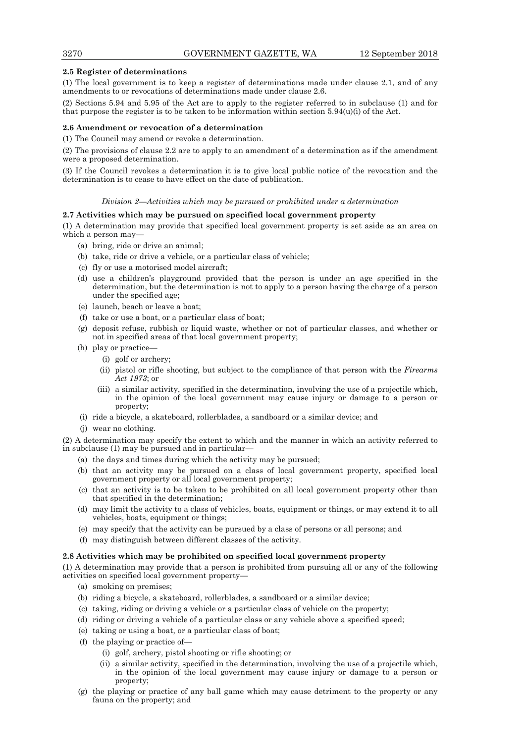**2.5 Register of determinations**

(1) The local government is to keep a register of determinations made under clause 2.1, and of any amendments to or revocations of determinations made under clause 2.6.

(2) Sections 5.94 and 5.95 of the Act are to apply to the register referred to in subclause (1) and for that purpose the register is to be taken to be information within section 5.94(u)(i) of the Act.

**2.6 Amendment or revocation of a determination**

(1) The Council may amend or revoke a determination.

(2) The provisions of clause 2.2 are to apply to an amendment of a determination as if the amendment were a proposed determination.

(3) If the Council revokes a determination it is to give local public notice of the revocation and the determination is to cease to have effect on the date of publication.

*Division 2—Activities which may be pursued or prohibited under a determination*

**2.7 Activities which may be pursued on specified local government property**

(1) A determination may provide that specified local government property is set aside as an area on which a person may—

- (a) bring, ride or drive an animal;
- (b) take, ride or drive a vehicle, or a particular class of vehicle;
- (c) fly or use a motorised model aircraft;
- (d) use a children's playground provided that the person is under an age specified in the determination, but the determination is not to apply to a person having the charge of a person under the specified age;
- (e) launch, beach or leave a boat;
- (f) take or use a boat, or a particular class of boat;
- (g) deposit refuse, rubbish or liquid waste, whether or not of particular classes, and whether or not in specified areas of that local government property;
- (h) play or practice—
  - (i) golf or archery;
  - (ii) pistol or rifle shooting, but subject to the compliance of that person with the *Firearms Act 1973*; or
  - (iii) a similar activity, specified in the determination, involving the use of a projectile which, in the opinion of the local government may cause injury or damage to a person or property;
- (i) ride a bicycle, a skateboard, rollerblades, a sandboard or a similar device; and
- (j) wear no clothing.

(2) A determination may specify the extent to which and the manner in which an activity referred to in subclause (1) may be pursued and in particular—

- (a) the days and times during which the activity may be pursued;
- (b) that an activity may be pursued on a class of local government property, specified local government property or all local government property;
- (c) that an activity is to be taken to be prohibited on all local government property other than that specified in the determination;
- (d) may limit the activity to a class of vehicles, boats, equipment or things, or may extend it to all vehicles, boats, equipment or things;
- (e) may specify that the activity can be pursued by a class of persons or all persons; and
- (f) may distinguish between different classes of the activity.

**2.8 Activities which may be prohibited on specified local government property**

(1) A determination may provide that a person is prohibited from pursuing all or any of the following activities on specified local government property—

- (a) smoking on premises;
- (b) riding a bicycle, a skateboard, rollerblades, a sandboard or a similar device;
- (c) taking, riding or driving a vehicle or a particular class of vehicle on the property;
- (d) riding or driving a vehicle of a particular class or any vehicle above a specified speed;
- (e) taking or using a boat, or a particular class of boat;
- (f) the playing or practice of—
  - (i) golf, archery, pistol shooting or rifle shooting; or
  - (ii) a similar activity, specified in the determination, involving the use of a projectile which, in the opinion of the local government may cause injury or damage to a person or property;
- (g) the playing or practice of any ball game which may cause detriment to the property or any fauna on the property; and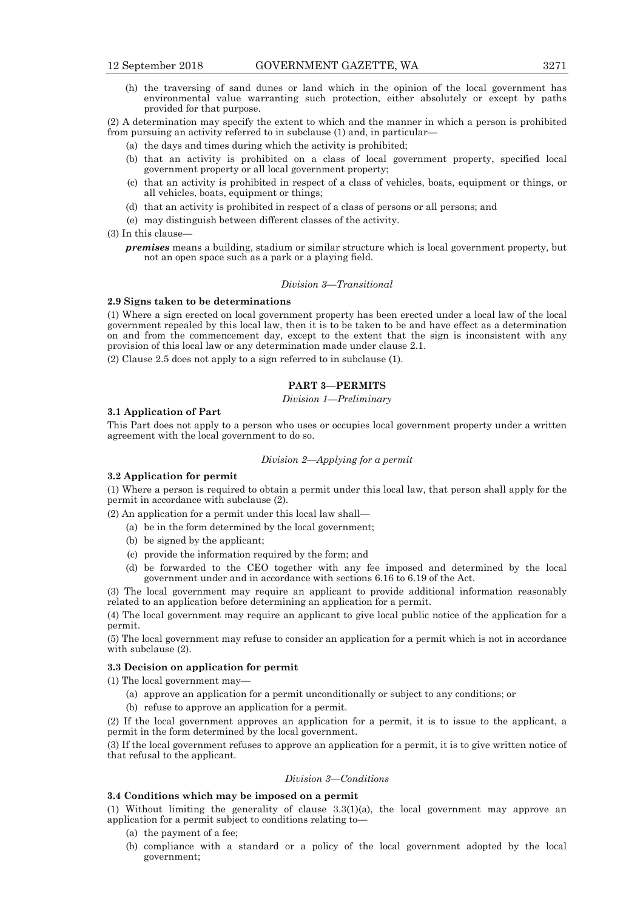(h) the traversing of sand dunes or land which in the opinion of the local government has environmental value warranting such protection, either absolutely or except by paths provided for that purpose.

(2) A determination may specify the extent to which and the manner in which a person is prohibited from pursuing an activity referred to in subclause (1) and, in particular—

(a) the days and times during which the activity is prohibited;

(b) that an activity is prohibited on a class of local government property, specified local government property or all local government property;

(c) that an activity is prohibited in respect of a class of vehicles, boats, equipment or things, or all vehicles, boats, equipment or things;

(d) that an activity is prohibited in respect of a class of persons or all persons; and

(e) may distinguish between different classes of the activity.

(3) In this clause—

***premises*** means a building, stadium or similar structure which is local government property, but not an open space such as a park or a playing field.

*Division 3—Transitional*

**2.9 Signs taken to be determinations**

(1) Where a sign erected on local government property has been erected under a local law of the local government repealed by this local law, then it is to be taken to be and have effect as a determination on and from the commencement day, except to the extent that the sign is inconsistent with any provision of this local law or any determination made under clause 2.1.

(2) Clause 2.5 does not apply to a sign referred to in subclause (1).

## PART 3—PERMITS

*Division 1—Preliminary*

**3.1 Application of Part**

This Part does not apply to a person who uses or occupies local government property under a written agreement with the local government to do so.

*Division 2—Applying for a permit*

**3.2 Application for permit**

(1) Where a person is required to obtain a permit under this local law, that person shall apply for the permit in accordance with subclause (2).

(2) An application for a permit under this local law shall—

(a) be in the form determined by the local government;

(b) be signed by the applicant;

(c) provide the information required by the form; and

(d) be forwarded to the CEO together with any fee imposed and determined by the local government under and in accordance with sections 6.16 to 6.19 of the Act.

(3) The local government may require an applicant to provide additional information reasonably related to an application before determining an application for a permit.

(4) The local government may require an applicant to give local public notice of the application for a permit.

(5) The local government may refuse to consider an application for a permit which is not in accordance with subclause (2).

**3.3 Decision on application for permit**

(1) The local government may—

(a) approve an application for a permit unconditionally or subject to any conditions; or

(b) refuse to approve an application for a permit.

(2) If the local government approves an application for a permit, it is to issue to the applicant, a permit in the form determined by the local government.

(3) If the local government refuses to approve an application for a permit, it is to give written notice of that refusal to the applicant.

*Division 3—Conditions*

**3.4 Conditions which may be imposed on a permit**

(1) Without limiting the generality of clause 3.3(1)(a), the local government may approve an application for a permit subject to conditions relating to—

(a) the payment of a fee;

(b) compliance with a standard or a policy of the local government adopted by the local government;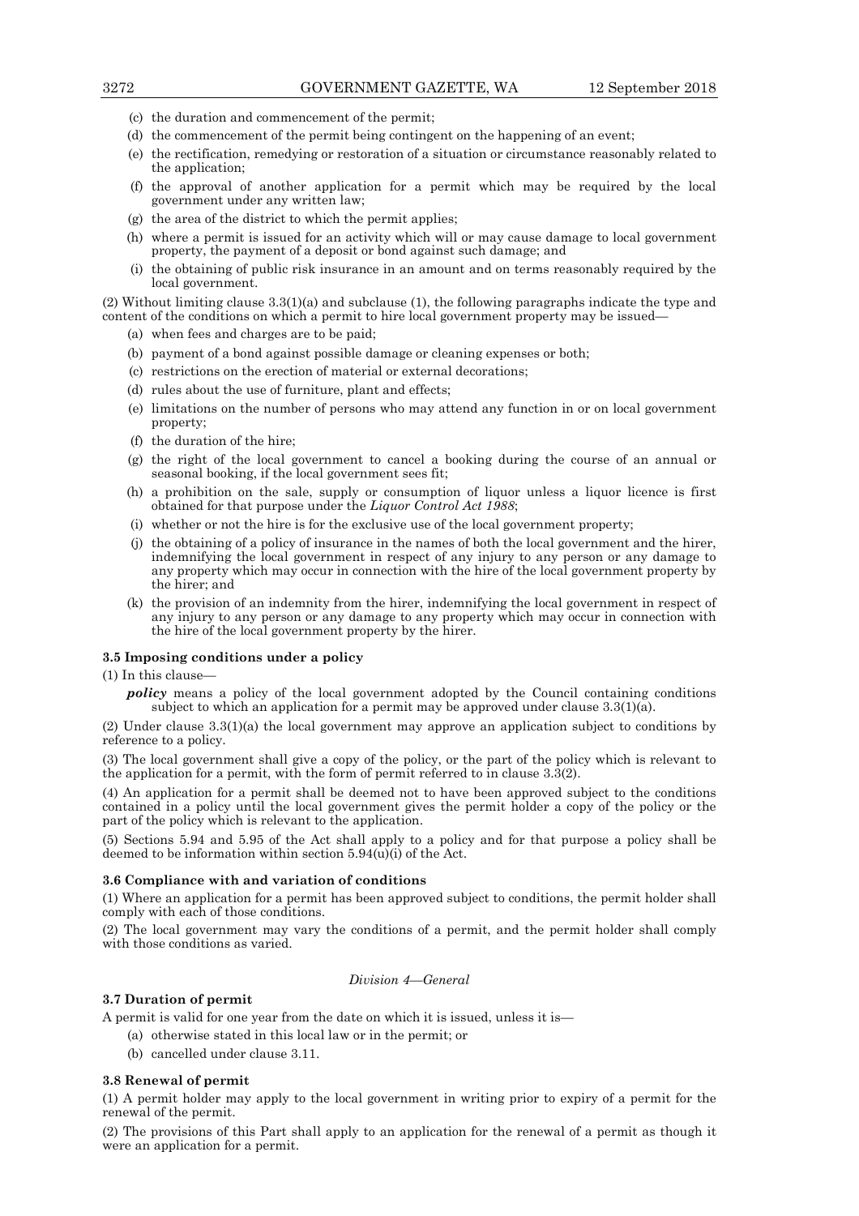(c) the duration and commencement of the permit;

(d) the commencement of the permit being contingent on the happening of an event;

(e) the rectification, remedying or restoration of a situation or circumstance reasonably related to the application;

(f) the approval of another application for a permit which may be required by the local government under any written law;

(g) the area of the district to which the permit applies;

(h) where a permit is issued for an activity which will or may cause damage to local government property, the payment of a deposit or bond against such damage; and

(i) the obtaining of public risk insurance in an amount and on terms reasonably required by the local government.

(2) Without limiting clause 3.3(1)(a) and subclause (1), the following paragraphs indicate the type and content of the conditions on which a permit to hire local government property may be issued—

(a) when fees and charges are to be paid;

(b) payment of a bond against possible damage or cleaning expenses or both;

(c) restrictions on the erection of material or external decorations;

(d) rules about the use of furniture, plant and effects;

(e) limitations on the number of persons who may attend any function in or on local government property;

(f) the duration of the hire;

(g) the right of the local government to cancel a booking during the course of an annual or seasonal booking, if the local government sees fit;

(h) a prohibition on the sale, supply or consumption of liquor unless a liquor licence is first obtained for that purpose under the *Liquor Control Act 1988*;

(i) whether or not the hire is for the exclusive use of the local government property;

(j) the obtaining of a policy of insurance in the names of both the local government and the hirer, indemnifying the local government in respect of any injury to any person or any damage to any property which may occur in connection with the hire of the local government property by the hirer; and

(k) the provision of an indemnity from the hirer, indemnifying the local government in respect of any injury to any person or any damage to any property which may occur in connection with the hire of the local government property by the hirer.

**3.5 Imposing conditions under a policy**

(1) In this clause—

***policy*** means a policy of the local government adopted by the Council containing conditions subject to which an application for a permit may be approved under clause 3.3(1)(a).

(2) Under clause 3.3(1)(a) the local government may approve an application subject to conditions by reference to a policy.

(3) The local government shall give a copy of the policy, or the part of the policy which is relevant to the application for a permit, with the form of permit referred to in clause 3.3(2).

(4) An application for a permit shall be deemed not to have been approved subject to the conditions contained in a policy until the local government gives the permit holder a copy of the policy or the part of the policy which is relevant to the application.

(5) Sections 5.94 and 5.95 of the Act shall apply to a policy and for that purpose a policy shall be deemed to be information within section 5.94(u)(i) of the Act.

**3.6 Compliance with and variation of conditions**

(1) Where an application for a permit has been approved subject to conditions, the permit holder shall comply with each of those conditions.

(2) The local government may vary the conditions of a permit, and the permit holder shall comply with those conditions as varied.

*Division 4—General*

**3.7 Duration of permit**

A permit is valid for one year from the date on which it is issued, unless it is—

(a) otherwise stated in this local law or in the permit; or

(b) cancelled under clause 3.11.

**3.8 Renewal of permit**

(1) A permit holder may apply to the local government in writing prior to expiry of a permit for the renewal of the permit.

(2) The provisions of this Part shall apply to an application for the renewal of a permit as though it were an application for a permit.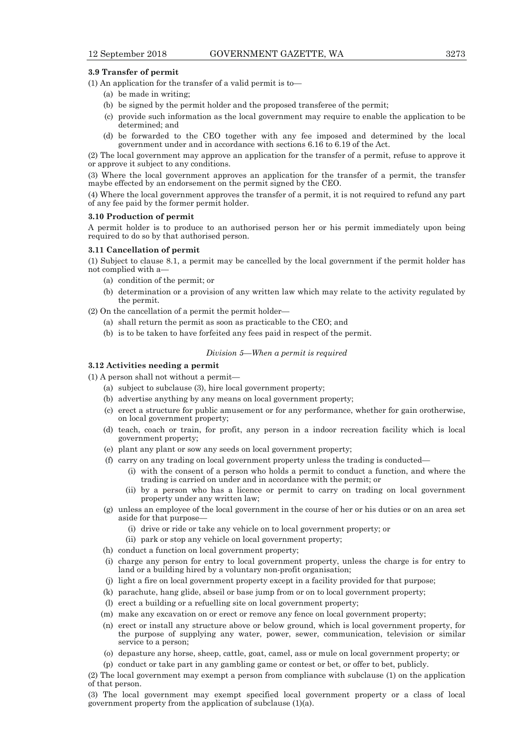**3.9 Transfer of permit**

(1) An application for the transfer of a valid permit is to—

- (a) be made in writing;
- (b) be signed by the permit holder and the proposed transferee of the permit;
- (c) provide such information as the local government may require to enable the application to be determined; and
- (d) be forwarded to the CEO together with any fee imposed and determined by the local government under and in accordance with sections 6.16 to 6.19 of the Act.

(2) The local government may approve an application for the transfer of a permit, refuse to approve it or approve it subject to any conditions.

(3) Where the local government approves an application for the transfer of a permit, the transfer maybe effected by an endorsement on the permit signed by the CEO.

(4) Where the local government approves the transfer of a permit, it is not required to refund any part of any fee paid by the former permit holder.

**3.10 Production of permit**

A permit holder is to produce to an authorised person her or his permit immediately upon being required to do so by that authorised person.

**3.11 Cancellation of permit**

(1) Subject to clause 8.1, a permit may be cancelled by the local government if the permit holder has not complied with a—

- (a) condition of the permit; or
- (b) determination or a provision of any written law which may relate to the activity regulated by the permit.

(2) On the cancellation of a permit the permit holder—

- (a) shall return the permit as soon as practicable to the CEO; and
- (b) is to be taken to have forfeited any fees paid in respect of the permit.

*Division 5—When a permit is required*

**3.12 Activities needing a permit**

(1) A person shall not without a permit—

- (a) subject to subclause (3), hire local government property;
- (b) advertise anything by any means on local government property;
- (c) erect a structure for public amusement or for any performance, whether for gain orotherwise, on local government property;
- (d) teach, coach or train, for profit, any person in a indoor recreation facility which is local government property;
- (e) plant any plant or sow any seeds on local government property;
- (f) carry on any trading on local government property unless the trading is conducted—
  - (i) with the consent of a person who holds a permit to conduct a function, and where the trading is carried on under and in accordance with the permit; or
  - (ii) by a person who has a licence or permit to carry on trading on local government property under any written law;
- (g) unless an employee of the local government in the course of her or his duties or on an area set aside for that purpose—
  - (i) drive or ride or take any vehicle on to local government property; or
  - (ii) park or stop any vehicle on local government property;
- (h) conduct a function on local government property;
- (i) charge any person for entry to local government property, unless the charge is for entry to land or a building hired by a voluntary non-profit organisation;
- (j) light a fire on local government property except in a facility provided for that purpose;
- (k) parachute, hang glide, abseil or base jump from or on to local government property;
- (l) erect a building or a refuelling site on local government property;
- (m) make any excavation on or erect or remove any fence on local government property;
- (n) erect or install any structure above or below ground, which is local government property, for the purpose of supplying any water, power, sewer, communication, television or similar service to a person;
- (o) depasture any horse, sheep, cattle, goat, camel, ass or mule on local government property; or
- (p) conduct or take part in any gambling game or contest or bet, or offer to bet, publicly.

(2) The local government may exempt a person from compliance with subclause (1) on the application of that person.

(3) The local government may exempt specified local government property or a class of local government property from the application of subclause (1)(a).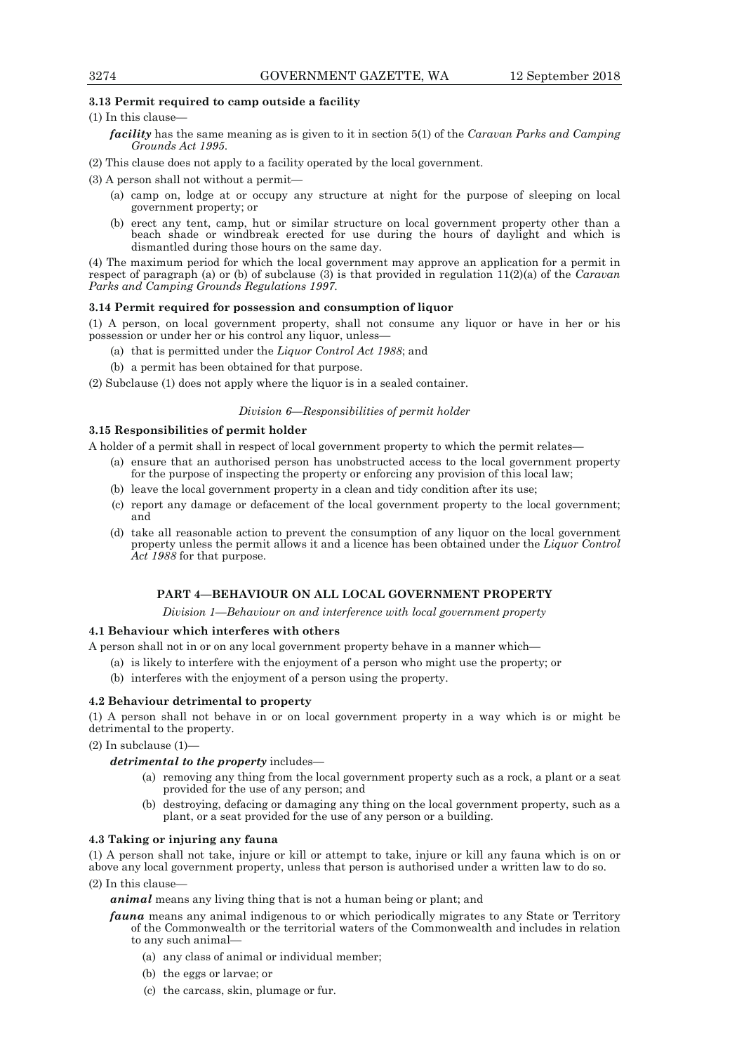**3.13 Permit required to camp outside a facility**

(1) In this clause—

*facility* has the same meaning as is given to it in section 5(1) of the *Caravan Parks and Camping Grounds Act 1995*.

(2) This clause does not apply to a facility operated by the local government.

(3) A person shall not without a permit—

(a) camp on, lodge at or occupy any structure at night for the purpose of sleeping on local government property; or

(b) erect any tent, camp, hut or similar structure on local government property other than a beach shade or windbreak erected for use during the hours of daylight and which is dismantled during those hours on the same day.

(4) The maximum period for which the local government may approve an application for a permit in respect of paragraph (a) or (b) of subclause (3) is that provided in regulation 11(2)(a) of the *Caravan Parks and Camping Grounds Regulations 1997*.

**3.14 Permit required for possession and consumption of liquor**

(1) A person, on local government property, shall not consume any liquor or have in her or his possession or under her or his control any liquor, unless—

(a) that is permitted under the *Liquor Control Act 1988*; and

(b) a permit has been obtained for that purpose.

(2) Subclause (1) does not apply where the liquor is in a sealed container.

*Division 6—Responsibilities of permit holder*

**3.15 Responsibilities of permit holder**

A holder of a permit shall in respect of local government property to which the permit relates—

(a) ensure that an authorised person has unobstructed access to the local government property for the purpose of inspecting the property or enforcing any provision of this local law;

(b) leave the local government property in a clean and tidy condition after its use;

(c) report any damage or defacement of the local government property to the local government; and

(d) take all reasonable action to prevent the consumption of any liquor on the local government property unless the permit allows it and a licence has been obtained under the *Liquor Control Act 1988* for that purpose.

## PART 4—BEHAVIOUR ON ALL LOCAL GOVERNMENT PROPERTY

*Division 1—Behaviour on and interference with local government property*

**4.1 Behaviour which interferes with others**

A person shall not in or on any local government property behave in a manner which—

(a) is likely to interfere with the enjoyment of a person who might use the property; or

(b) interferes with the enjoyment of a person using the property.

**4.2 Behaviour detrimental to property**

(1) A person shall not behave in or on local government property in a way which is or might be detrimental to the property.

(2) In subclause (1)—

***detrimental to the property*** includes—

(a) removing any thing from the local government property such as a rock, a plant or a seat provided for the use of any person; and

(b) destroying, defacing or damaging any thing on the local government property, such as a plant, or a seat provided for the use of any person or a building.

**4.3 Taking or injuring any fauna**

(1) A person shall not take, injure or kill or attempt to take, injure or kill any fauna which is on or above any local government property, unless that person is authorised under a written law to do so.

(2) In this clause—

***animal*** means any living thing that is not a human being or plant; and

***fauna*** means any animal indigenous to or which periodically migrates to any State or Territory of the Commonwealth or the territorial waters of the Commonwealth and includes in relation to any such animal—

(a) any class of animal or individual member;

(b) the eggs or larvae; or

(c) the carcass, skin, plumage or fur.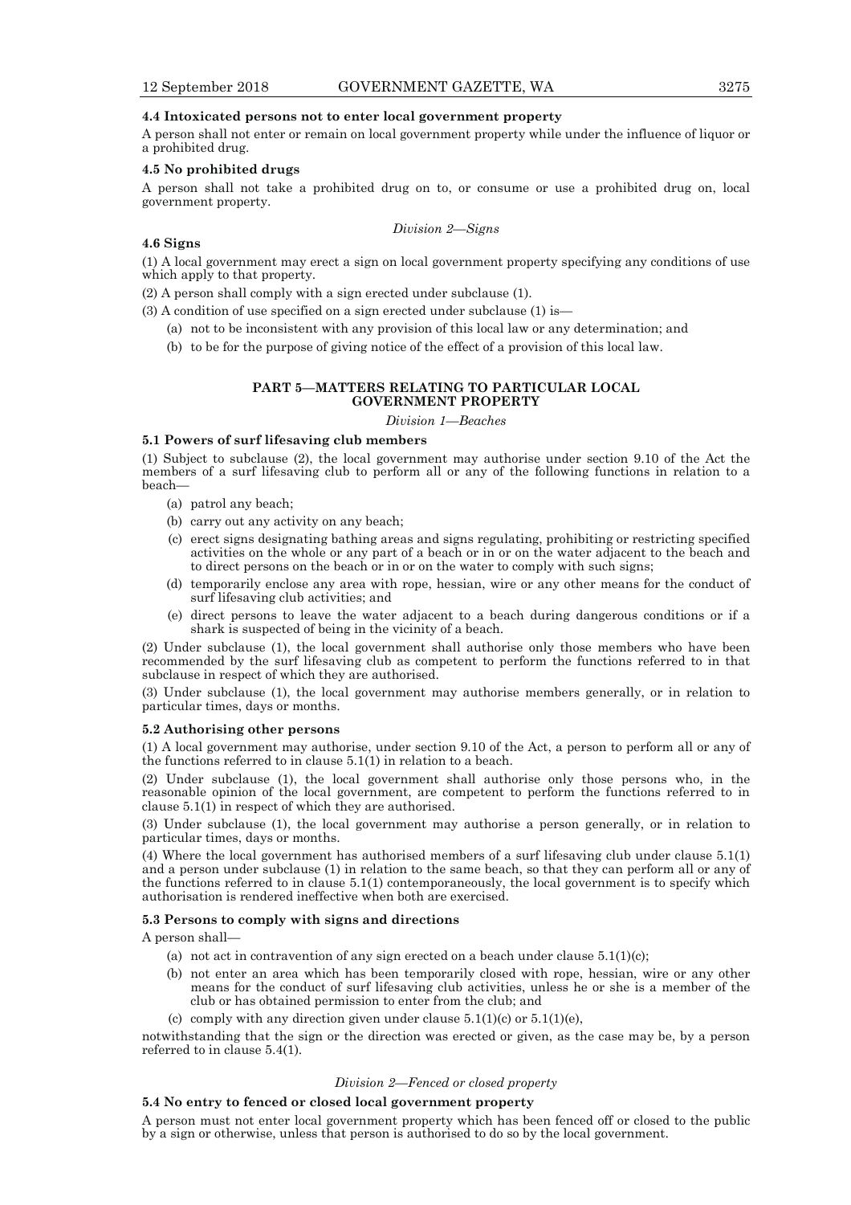**4.4 Intoxicated persons not to enter local government property**

A person shall not enter or remain on local government property while under the influence of liquor or a prohibited drug.

**4.5 No prohibited drugs**

A person shall not take a prohibited drug on to, or consume or use a prohibited drug on, local government property.

*Division 2—Signs*

**4.6 Signs**

(1) A local government may erect a sign on local government property specifying any conditions of use which apply to that property.

(2) A person shall comply with a sign erected under subclause (1).

(3) A condition of use specified on a sign erected under subclause (1) is—

- (a) not to be inconsistent with any provision of this local law or any determination; and
- (b) to be for the purpose of giving notice of the effect of a provision of this local law.

## PART 5—MATTERS RELATING TO PARTICULAR LOCAL GOVERNMENT PROPERTY

*Division 1—Beaches*

**5.1 Powers of surf lifesaving club members**

(1) Subject to subclause (2), the local government may authorise under section 9.10 of the Act the members of a surf lifesaving club to perform all or any of the following functions in relation to a beach—

- (a) patrol any beach;
- (b) carry out any activity on any beach;
- (c) erect signs designating bathing areas and signs regulating, prohibiting or restricting specified activities on the whole or any part of a beach or in or on the water adjacent to the beach and to direct persons on the beach or in or on the water to comply with such signs;
- (d) temporarily enclose any area with rope, hessian, wire or any other means for the conduct of surf lifesaving club activities; and
- (e) direct persons to leave the water adjacent to a beach during dangerous conditions or if a shark is suspected of being in the vicinity of a beach.

(2) Under subclause (1), the local government shall authorise only those members who have been recommended by the surf lifesaving club as competent to perform the functions referred to in that subclause in respect of which they are authorised.

(3) Under subclause (1), the local government may authorise members generally, or in relation to particular times, days or months.

**5.2 Authorising other persons**

(1) A local government may authorise, under section 9.10 of the Act, a person to perform all or any of the functions referred to in clause 5.1(1) in relation to a beach.

(2) Under subclause (1), the local government shall authorise only those persons who, in the reasonable opinion of the local government, are competent to perform the functions referred to in clause 5.1(1) in respect of which they are authorised.

(3) Under subclause (1), the local government may authorise a person generally, or in relation to particular times, days or months.

(4) Where the local government has authorised members of a surf lifesaving club under clause 5.1(1) and a person under subclause (1) in relation to the same beach, so that they can perform all or any of the functions referred to in clause 5.1(1) contemporaneously, the local government is to specify which authorisation is rendered ineffective when both are exercised.

**5.3 Persons to comply with signs and directions**

A person shall—

- (a) not act in contravention of any sign erected on a beach under clause 5.1(1)(c);
- (b) not enter an area which has been temporarily closed with rope, hessian, wire or any other means for the conduct of surf lifesaving club activities, unless he or she is a member of the club or has obtained permission to enter from the club; and
- (c) comply with any direction given under clause 5.1(1)(c) or 5.1(1)(e),

notwithstanding that the sign or the direction was erected or given, as the case may be, by a person referred to in clause 5.4(1).

*Division 2—Fenced or closed property*

**5.4 No entry to fenced or closed local government property**

A person must not enter local government property which has been fenced off or closed to the public by a sign or otherwise, unless that person is authorised to do so by the local government.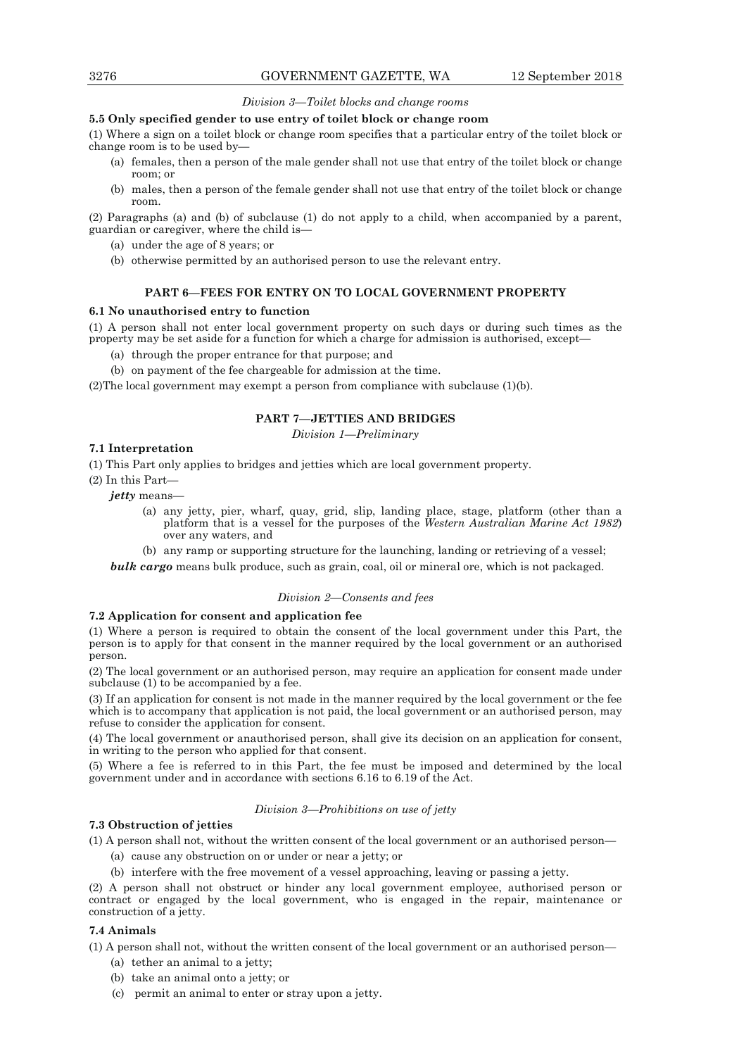*Division 3—Toilet blocks and change rooms*

**5.5 Only specified gender to use entry of toilet block or change room**

(1) Where a sign on a toilet block or change room specifies that a particular entry of the toilet block or change room is to be used by—

- (a) females, then a person of the male gender shall not use that entry of the toilet block or change room; or
- (b) males, then a person of the female gender shall not use that entry of the toilet block or change room.

(2) Paragraphs (a) and (b) of subclause (1) do not apply to a child, when accompanied by a parent, guardian or caregiver, where the child is—

- (a) under the age of 8 years; or
- (b) otherwise permitted by an authorised person to use the relevant entry.

## PART 6—FEES FOR ENTRY ON TO LOCAL GOVERNMENT PROPERTY

**6.1 No unauthorised entry to function**

(1) A person shall not enter local government property on such days or during such times as the property may be set aside for a function for which a charge for admission is authorised, except—

- (a) through the proper entrance for that purpose; and
- (b) on payment of the fee chargeable for admission at the time.

(2)The local government may exempt a person from compliance with subclause (1)(b).

## PART 7—JETTIES AND BRIDGES

*Division 1—Preliminary*

**7.1 Interpretation**

(1) This Part only applies to bridges and jetties which are local government property.

(2) In this Part—

***jetty*** means—

- (a) any jetty, pier, wharf, quay, grid, slip, landing place, stage, platform (other than a platform that is a vessel for the purposes of the *Western Australian Marine Act 1982*) over any waters, and
- (b) any ramp or supporting structure for the launching, landing or retrieving of a vessel;

***bulk cargo*** means bulk produce, such as grain, coal, oil or mineral ore, which is not packaged.

*Division 2—Consents and fees*

**7.2 Application for consent and application fee**

(1) Where a person is required to obtain the consent of the local government under this Part, the person is to apply for that consent in the manner required by the local government or an authorised person.

(2) The local government or an authorised person, may require an application for consent made under subclause (1) to be accompanied by a fee.

(3) If an application for consent is not made in the manner required by the local government or the fee which is to accompany that application is not paid, the local government or an authorised person, may refuse to consider the application for consent.

(4) The local government or anauthorised person, shall give its decision on an application for consent, in writing to the person who applied for that consent.

(5) Where a fee is referred to in this Part, the fee must be imposed and determined by the local government under and in accordance with sections 6.16 to 6.19 of the Act.

*Division 3—Prohibitions on use of jetty*

**7.3 Obstruction of jetties**

(1) A person shall not, without the written consent of the local government or an authorised person—

- (a) cause any obstruction on or under or near a jetty; or
- (b) interfere with the free movement of a vessel approaching, leaving or passing a jetty.

(2) A person shall not obstruct or hinder any local government employee, authorised person or contract or engaged by the local government, who is engaged in the repair, maintenance or construction of a jetty.

**7.4 Animals**

(1) A person shall not, without the written consent of the local government or an authorised person—

- (a) tether an animal to a jetty;
- (b) take an animal onto a jetty; or
- (c) permit an animal to enter or stray upon a jetty.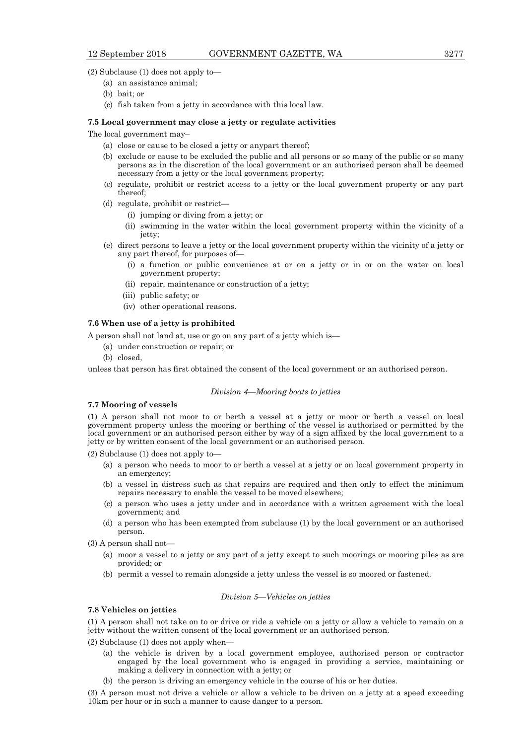(2) Subclause (1) does not apply to—

(a) an assistance animal;

(b) bait; or

(c) fish taken from a jetty in accordance with this local law.

**7.5 Local government may close a jetty or regulate activities**

The local government may–

(a) close or cause to be closed a jetty or anypart thereof;

(b) exclude or cause to be excluded the public and all persons or so many of the public or so many persons as in the discretion of the local government or an authorised person shall be deemed necessary from a jetty or the local government property;

(c) regulate, prohibit or restrict access to a jetty or the local government property or any part thereof;

(d) regulate, prohibit or restrict—

(i) jumping or diving from a jetty; or

(ii) swimming in the water within the local government property within the vicinity of a jetty;

(e) direct persons to leave a jetty or the local government property within the vicinity of a jetty or any part thereof, for purposes of—

(i) a function or public convenience at or on a jetty or in or on the water on local government property;

(ii) repair, maintenance or construction of a jetty;

(iii) public safety; or

(iv) other operational reasons.

**7.6 When use of a jetty is prohibited**

A person shall not land at, use or go on any part of a jetty which is—

(a) under construction or repair; or

(b) closed,

unless that person has first obtained the consent of the local government or an authorised person.

*Division 4—Mooring boats to jetties*

**7.7 Mooring of vessels**

(1) A person shall not moor to or berth a vessel at a jetty or moor or berth a vessel on local government property unless the mooring or berthing of the vessel is authorised or permitted by the local government or an authorised person either by way of a sign affixed by the local government to a jetty or by written consent of the local government or an authorised person.

(2) Subclause (1) does not apply to—

(a) a person who needs to moor to or berth a vessel at a jetty or on local government property in an emergency;

(b) a vessel in distress such as that repairs are required and then only to effect the minimum repairs necessary to enable the vessel to be moved elsewhere;

(c) a person who uses a jetty under and in accordance with a written agreement with the local government; and

(d) a person who has been exempted from subclause (1) by the local government or an authorised person.

(3) A person shall not—

(a) moor a vessel to a jetty or any part of a jetty except to such moorings or mooring piles as are provided; or

(b) permit a vessel to remain alongside a jetty unless the vessel is so moored or fastened.

*Division 5—Vehicles on jetties*

**7.8 Vehicles on jetties**

(1) A person shall not take on to or drive or ride a vehicle on a jetty or allow a vehicle to remain on a jetty without the written consent of the local government or an authorised person.

(2) Subclause (1) does not apply when—

(a) the vehicle is driven by a local government employee, authorised person or contractor engaged by the local government who is engaged in providing a service, maintaining or making a delivery in connection with a jetty; or

(b) the person is driving an emergency vehicle in the course of his or her duties.

(3) A person must not drive a vehicle or allow a vehicle to be driven on a jetty at a speed exceeding 10km per hour or in such a manner to cause danger to a person.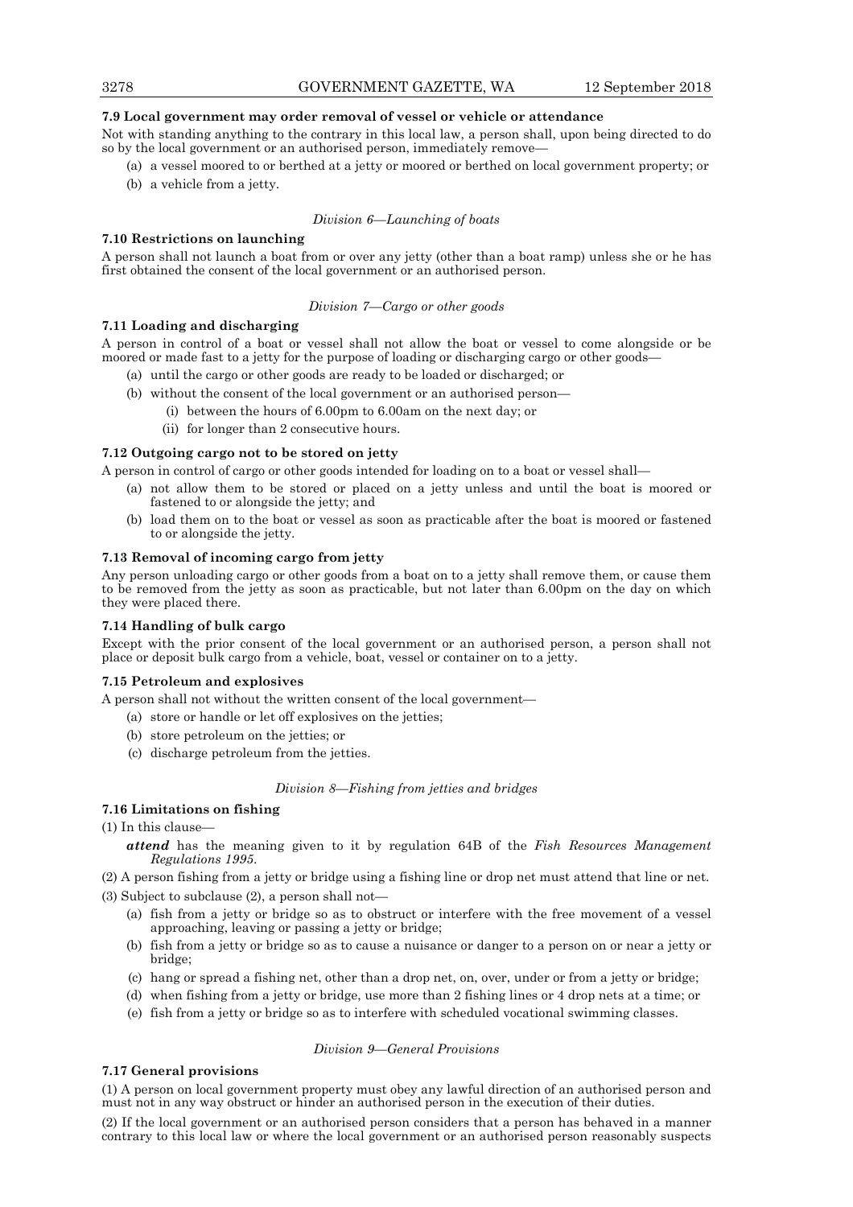**7.9 Local government may order removal of vessel or vehicle or attendance**

Not with standing anything to the contrary in this local law, a person shall, upon being directed to do so by the local government or an authorised person, immediately remove—

(a) a vessel moored to or berthed at a jetty or moored or berthed on local government property; or

(b) a vehicle from a jetty.

*Division 6—Launching of boats*

**7.10 Restrictions on launching**

A person shall not launch a boat from or over any jetty (other than a boat ramp) unless she or he has first obtained the consent of the local government or an authorised person.

*Division 7—Cargo or other goods*

**7.11 Loading and discharging**

A person in control of a boat or vessel shall not allow the boat or vessel to come alongside or be moored or made fast to a jetty for the purpose of loading or discharging cargo or other goods—

(a) until the cargo or other goods are ready to be loaded or discharged; or

(b) without the consent of the local government or an authorised person—

(i) between the hours of 6.00pm to 6.00am on the next day; or

(ii) for longer than 2 consecutive hours.

**7.12 Outgoing cargo not to be stored on jetty**

A person in control of cargo or other goods intended for loading on to a boat or vessel shall—

(a) not allow them to be stored or placed on a jetty unless and until the boat is moored or fastened to or alongside the jetty; and

(b) load them on to the boat or vessel as soon as practicable after the boat is moored or fastened to or alongside the jetty.

**7.13 Removal of incoming cargo from jetty**

Any person unloading cargo or other goods from a boat on to a jetty shall remove them, or cause them to be removed from the jetty as soon as practicable, but not later than 6.00pm on the day on which they were placed there.

**7.14 Handling of bulk cargo**

Except with the prior consent of the local government or an authorised person, a person shall not place or deposit bulk cargo from a vehicle, boat, vessel or container on to a jetty.

**7.15 Petroleum and explosives**

A person shall not without the written consent of the local government—

(a) store or handle or let off explosives on the jetties;

(b) store petroleum on the jetties; or

(c) discharge petroleum from the jetties.

*Division 8—Fishing from jetties and bridges*

**7.16 Limitations on fishing**

(1) In this clause—

***attend*** has the meaning given to it by regulation 64B of the *Fish Resources Management Regulations 1995*.

(2) A person fishing from a jetty or bridge using a fishing line or drop net must attend that line or net.

(3) Subject to subclause (2), a person shall not—

(a) fish from a jetty or bridge so as to obstruct or interfere with the free movement of a vessel approaching, leaving or passing a jetty or bridge;

(b) fish from a jetty or bridge so as to cause a nuisance or danger to a person on or near a jetty or bridge;

(c) hang or spread a fishing net, other than a drop net, on, over, under or from a jetty or bridge;

(d) when fishing from a jetty or bridge, use more than 2 fishing lines or 4 drop nets at a time; or

(e) fish from a jetty or bridge so as to interfere with scheduled vocational swimming classes.

*Division 9—General Provisions*

**7.17 General provisions**

(1) A person on local government property must obey any lawful direction of an authorised person and must not in any way obstruct or hinder an authorised person in the execution of their duties.

(2) If the local government or an authorised person considers that a person has behaved in a manner contrary to this local law or where the local government or an authorised person reasonably suspects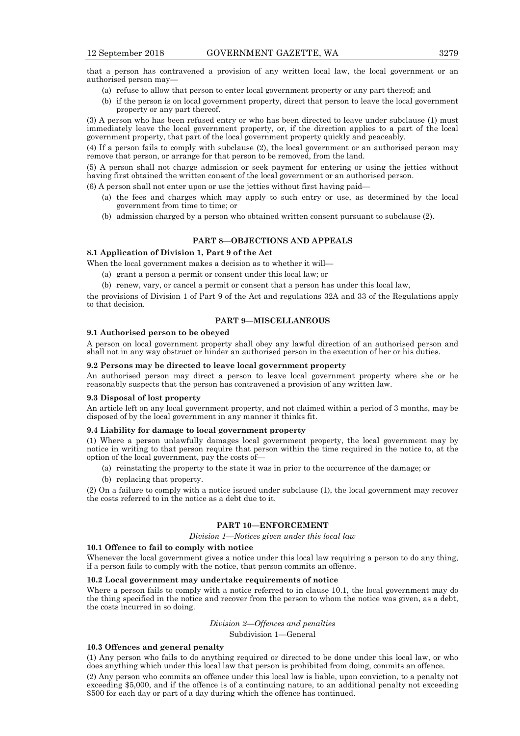that a person has contravened a provision of any written local law, the local government or an authorised person may—

(a) refuse to allow that person to enter local government property or any part thereof; and

(b) if the person is on local government property, direct that person to leave the local government property or any part thereof.

(3) A person who has been refused entry or who has been directed to leave under subclause (1) must immediately leave the local government property, or, if the direction applies to a part of the local government property, that part of the local government property quickly and peaceably.

(4) If a person fails to comply with subclause (2), the local government or an authorised person may remove that person, or arrange for that person to be removed, from the land.

(5) A person shall not charge admission or seek payment for entering or using the jetties without having first obtained the written consent of the local government or an authorised person.

(6) A person shall not enter upon or use the jetties without first having paid—

(a) the fees and charges which may apply to such entry or use, as determined by the local government from time to time; or

(b) admission charged by a person who obtained written consent pursuant to subclause (2).

## PART 8—OBJECTIONS AND APPEALS

### 8.1 Application of Division 1, Part 9 of the Act

When the local government makes a decision as to whether it will—

(a) grant a person a permit or consent under this local law; or

(b) renew, vary, or cancel a permit or consent that a person has under this local law,

the provisions of Division 1 of Part 9 of the Act and regulations 32A and 33 of the Regulations apply to that decision.

## PART 9—MISCELLANEOUS

### 9.1 Authorised person to be obeyed

A person on local government property shall obey any lawful direction of an authorised person and shall not in any way obstruct or hinder an authorised person in the execution of her or his duties.

### 9.2 Persons may be directed to leave local government property

An authorised person may direct a person to leave local government property where she or he reasonably suspects that the person has contravened a provision of any written law.

### 9.3 Disposal of lost property

An article left on any local government property, and not claimed within a period of 3 months, may be disposed of by the local government in any manner it thinks fit.

### 9.4 Liability for damage to local government property

(1) Where a person unlawfully damages local government property, the local government may by notice in writing to that person require that person within the time required in the notice to, at the option of the local government, pay the costs of—

(a) reinstating the property to the state it was in prior to the occurrence of the damage; or

(b) replacing that property.

(2) On a failure to comply with a notice issued under subclause (1), the local government may recover the costs referred to in the notice as a debt due to it.

## PART 10—ENFORCEMENT

*Division 1—Notices given under this local law*

### 10.1 Offence to fail to comply with notice

Whenever the local government gives a notice under this local law requiring a person to do any thing, if a person fails to comply with the notice, that person commits an offence.

### 10.2 Local government may undertake requirements of notice

Where a person fails to comply with a notice referred to in clause 10.1, the local government may do the thing specified in the notice and recover from the person to whom the notice was given, as a debt, the costs incurred in so doing.

*Division 2—Offences and penalties*

Subdivision 1—General

### 10.3 Offences and general penalty

(1) Any person who fails to do anything required or directed to be done under this local law, or who does anything which under this local law that person is prohibited from doing, commits an offence.

(2) Any person who commits an offence under this local law is liable, upon conviction, to a penalty not exceeding $5,000, and if the offence is of a continuing nature, to an additional penalty not exceeding $500 for each day or part of a day during which the offence has continued.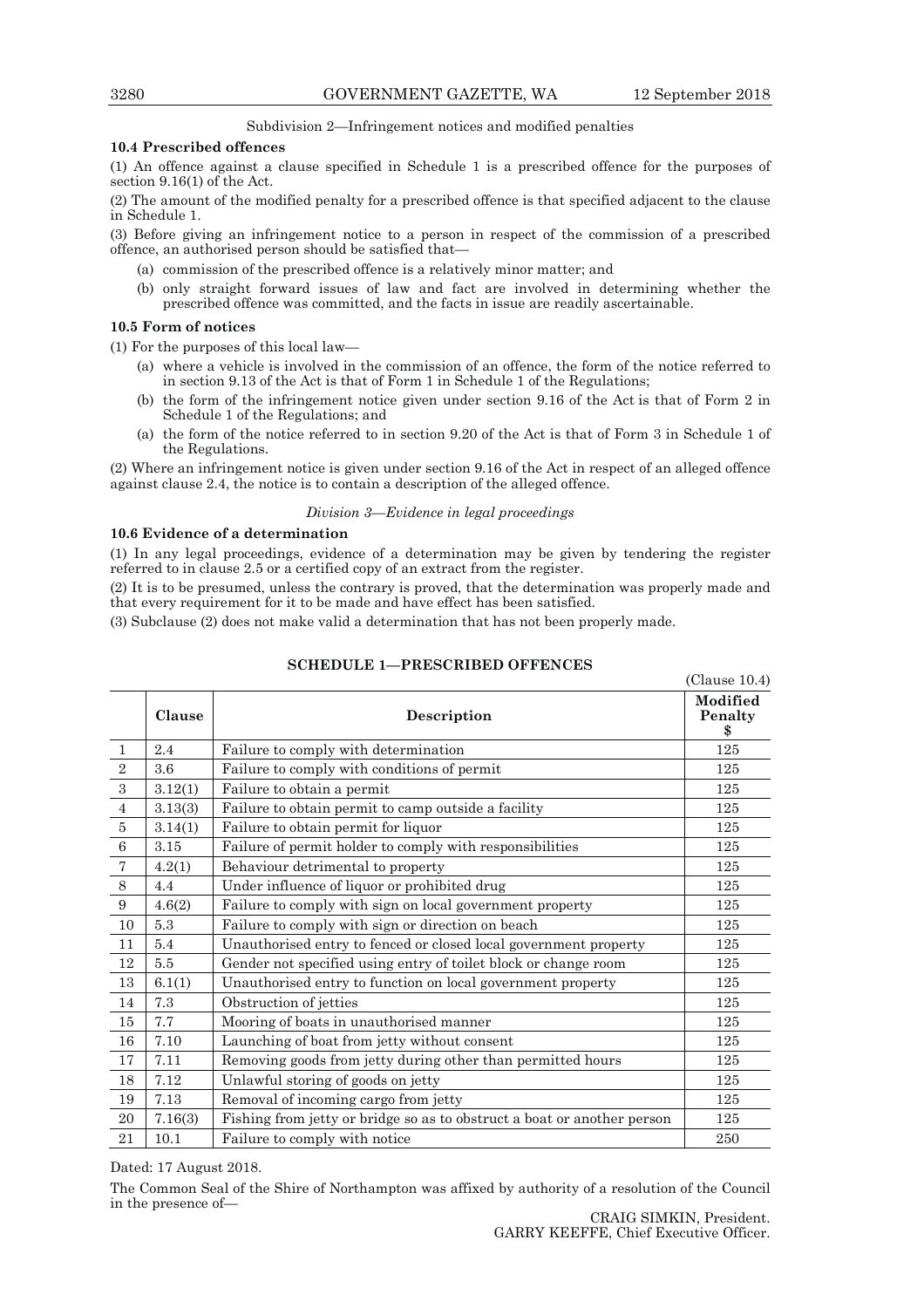Subdivision 2—Infringement notices and modified penalties

### 10.4 Prescribed offences

(1) An offence against a clause specified in Schedule 1 is a prescribed offence for the purposes of section 9.16(1) of the Act.

(2) The amount of the modified penalty for a prescribed offence is that specified adjacent to the clause in Schedule 1.

(3) Before giving an infringement notice to a person in respect of the commission of a prescribed offence, an authorised person should be satisfied that—

(a) commission of the prescribed offence is a relatively minor matter; and

(b) only straight forward issues of law and fact are involved in determining whether the prescribed offence was committed, and the facts in issue are readily ascertainable.

### 10.5 Form of notices

(1) For the purposes of this local law—

(a) where a vehicle is involved in the commission of an offence, the form of the notice referred to in section 9.13 of the Act is that of Form 1 in Schedule 1 of the Regulations;

(b) the form of the infringement notice given under section 9.16 of the Act is that of Form 2 in Schedule 1 of the Regulations; and

(a) the form of the notice referred to in section 9.20 of the Act is that of Form 3 in Schedule 1 of the Regulations.

(2) Where an infringement notice is given under section 9.16 of the Act in respect of an alleged offence against clause 2.4, the notice is to contain a description of the alleged offence.

*Division 3—Evidence in legal proceedings*

### 10.6 Evidence of a determination

(1) In any legal proceedings, evidence of a determination may be given by tendering the register referred to in clause 2.5 or a certified copy of an extract from the register.

(2) It is to be presumed, unless the contrary is proved, that the determination was properly made and that every requirement for it to be made and have effect has been satisfied.

(3) Subclause (2) does not make valid a determination that has not been properly made.

## SCHEDULE 1—PRESCRIBED OFFENCES

(Clause 10.4)

| | Clause | Description | Modified Penalty $ |
|---|---|---|---|
| 1 | 2.4 | Failure to comply with determination | 125 |
| 2 | 3.6 | Failure to comply with conditions of permit | 125 |
| 3 | 3.12(1) | Failure to obtain a permit | 125 |
| 4 | 3.13(3) | Failure to obtain permit to camp outside a facility | 125 |
| 5 | 3.14(1) | Failure to obtain permit for liquor | 125 |
| 6 | 3.15 | Failure of permit holder to comply with responsibilities | 125 |
| 7 | 4.2(1) | Behaviour detrimental to property | 125 |
| 8 | 4.4 | Under influence of liquor or prohibited drug | 125 |
| 9 | 4.6(2) | Failure to comply with sign on local government property | 125 |
| 10 | 5.3 | Failure to comply with sign or direction on beach | 125 |
| 11 | 5.4 | Unauthorised entry to fenced or closed local government property | 125 |
| 12 | 5.5 | Gender not specified using entry of toilet block or change room | 125 |
| 13 | 6.1(1) | Unauthorised entry to function on local government property | 125 |
| 14 | 7.3 | Obstruction of jetties | 125 |
| 15 | 7.7 | Mooring of boats in unauthorised manner | 125 |
| 16 | 7.10 | Launching of boat from jetty without consent | 125 |
| 17 | 7.11 | Removing goods from jetty during other than permitted hours | 125 |
| 18 | 7.12 | Unlawful storing of goods on jetty | 125 |
| 19 | 7.13 | Removal of incoming cargo from jetty | 125 |
| 20 | 7.16(3) | Fishing from jetty or bridge so as to obstruct a boat or another person | 125 |
| 21 | 10.1 | Failure to comply with notice | 250 |

Dated: 17 August 2018.

The Common Seal of the Shire of Northampton was affixed by authority of a resolution of the Council in the presence of—

CRAIG SIMKIN, President.
GARRY KEEFFE, Chief Executive Officer.